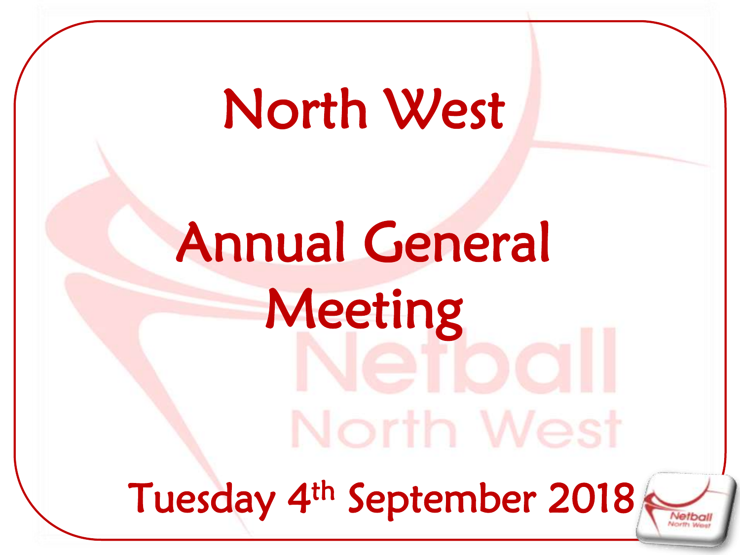# North West

# Annual General Meeting

Tuesday 4th September 2018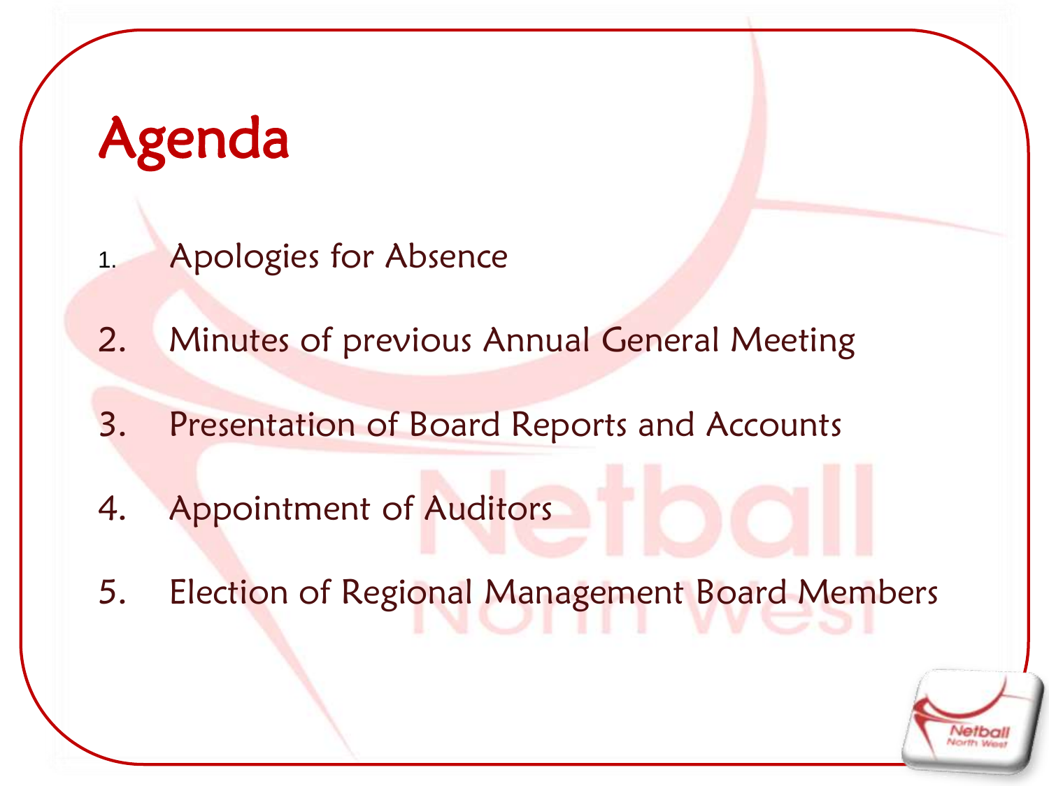# Agenda

1. Apologies for Absence
2. Minutes of previous Annual General Meeting
3. Presentation of Board Reports and Accounts
4. Appointment of Auditors
5. Election of Regional Management Board Members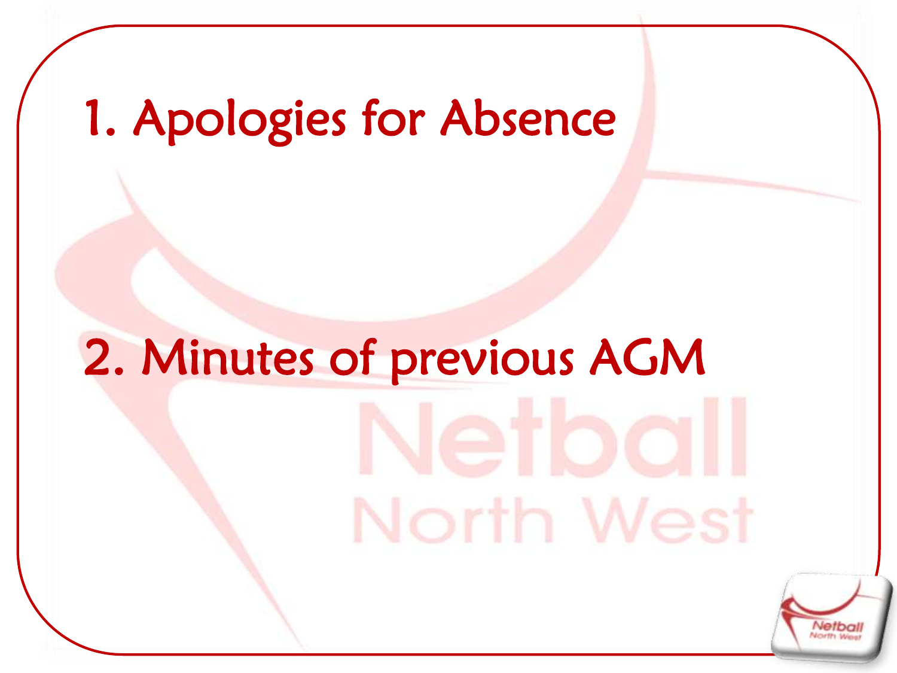1. Apologies for Absence

2. Minutes of previous AGM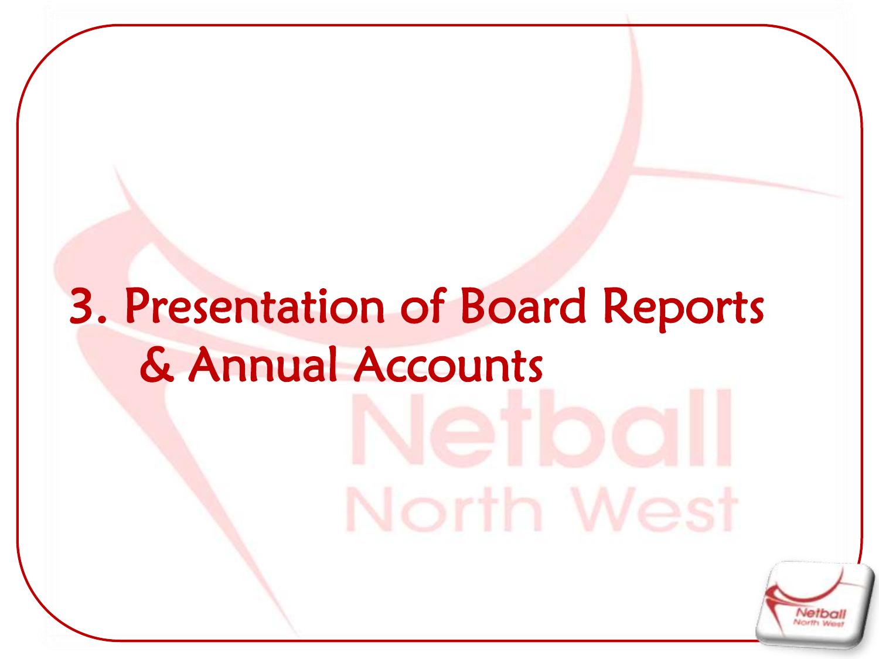# 3. Presentation of Board Reports & Annual Accounts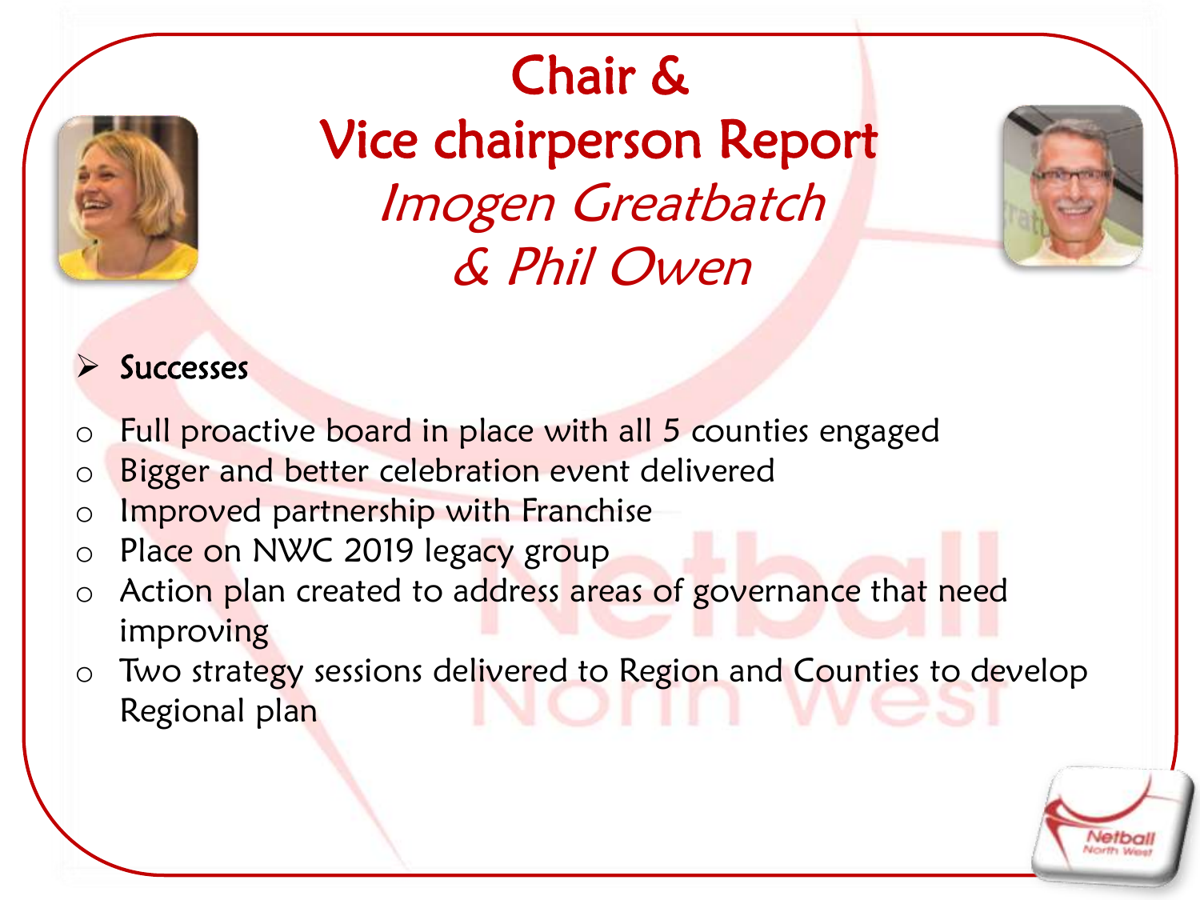# Chair & Vice chairperson Report

## *Imogen Greatbatch & Phil Owen*

- **Successes**

  - Full proactive board in place with all 5 counties engaged
  - Bigger and better celebration event delivered
  - Improved partnership with Franchise
  - Place on NWC 2019 legacy group
  - Action plan created to address areas of governance that need improving
  - Two strategy sessions delivered to Region and Counties to develop Regional plan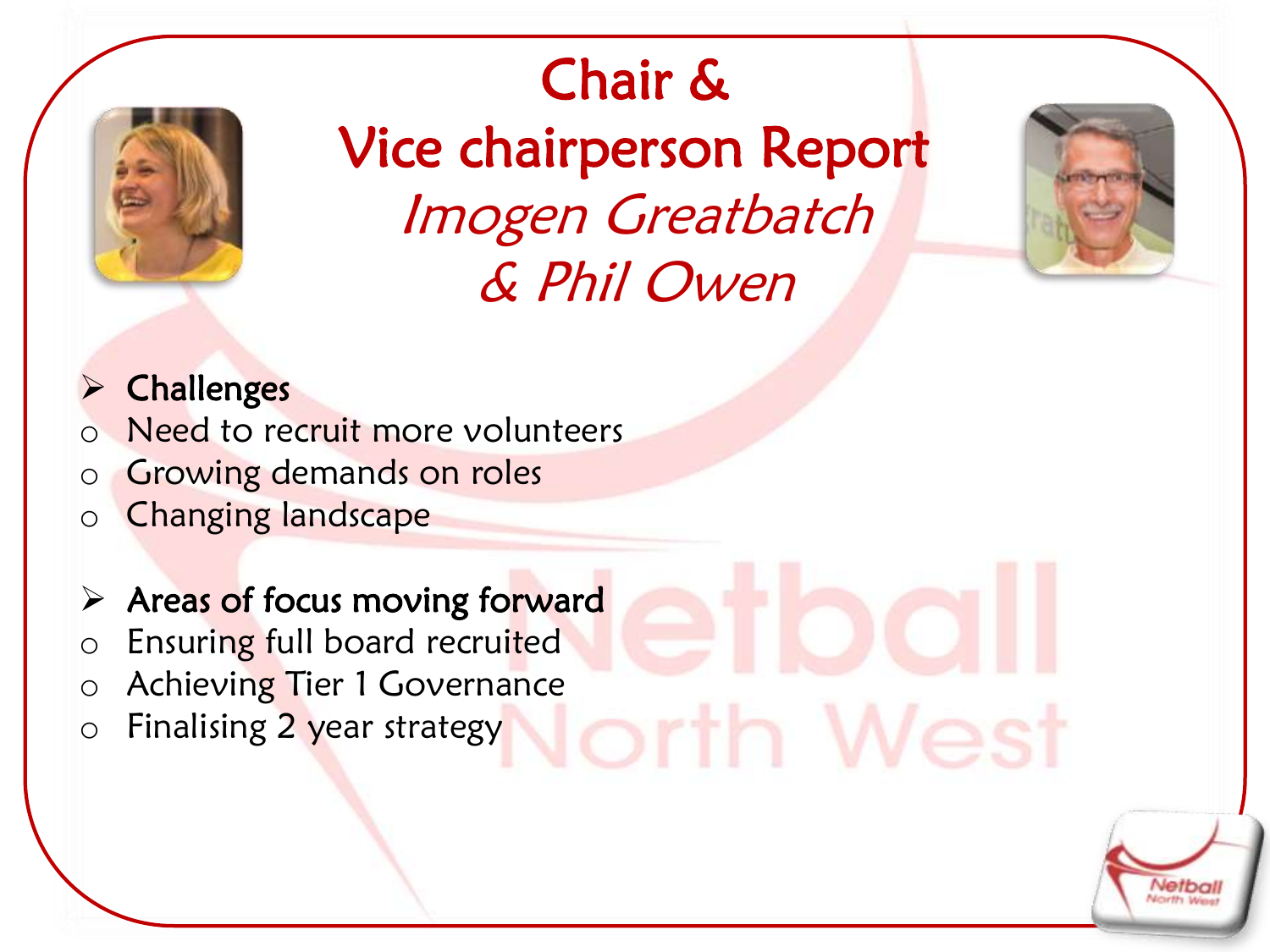# Chair & Vice chairperson Report

*Imogen Greatbatch & Phil Owen*

- **Challenges**
  - Need to recruit more volunteers
  - Growing demands on roles
  - Changing landscape

- **Areas of focus moving forward**
  - Ensuring full board recruited
  - Achieving Tier 1 Governance
  - Finalising 2 year strategy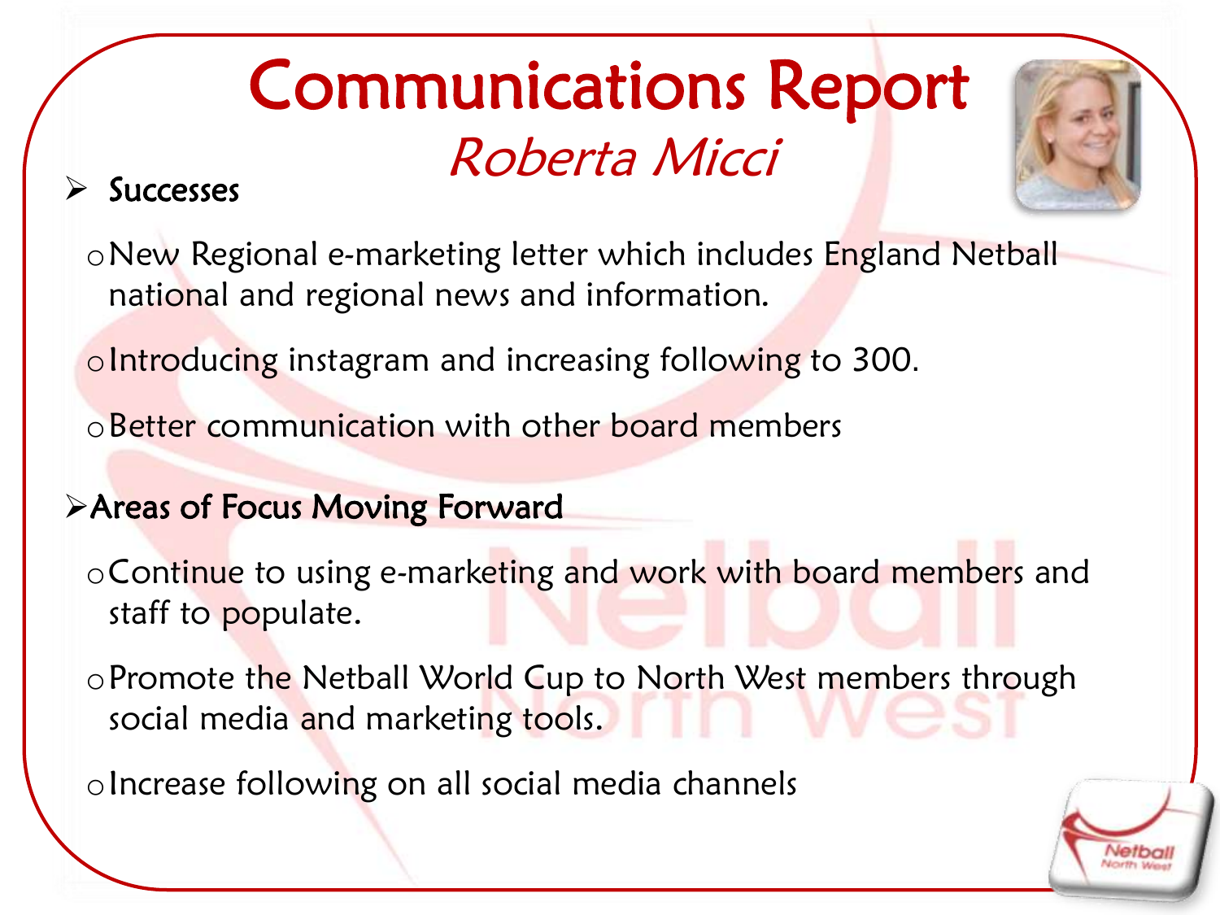# Communications Report

## *Roberta Micci*

- **Successes**
  - New Regional e-marketing letter which includes England Netball national and regional news and information.
  - Introducing instagram and increasing following to 300.
  - Better communication with other board members
- **Areas of Focus Moving Forward**
  - Continue to using e-marketing and work with board members and staff to populate.
  - Promote the Netball World Cup to North West members through social media and marketing tools.
  - Increase following on all social media channels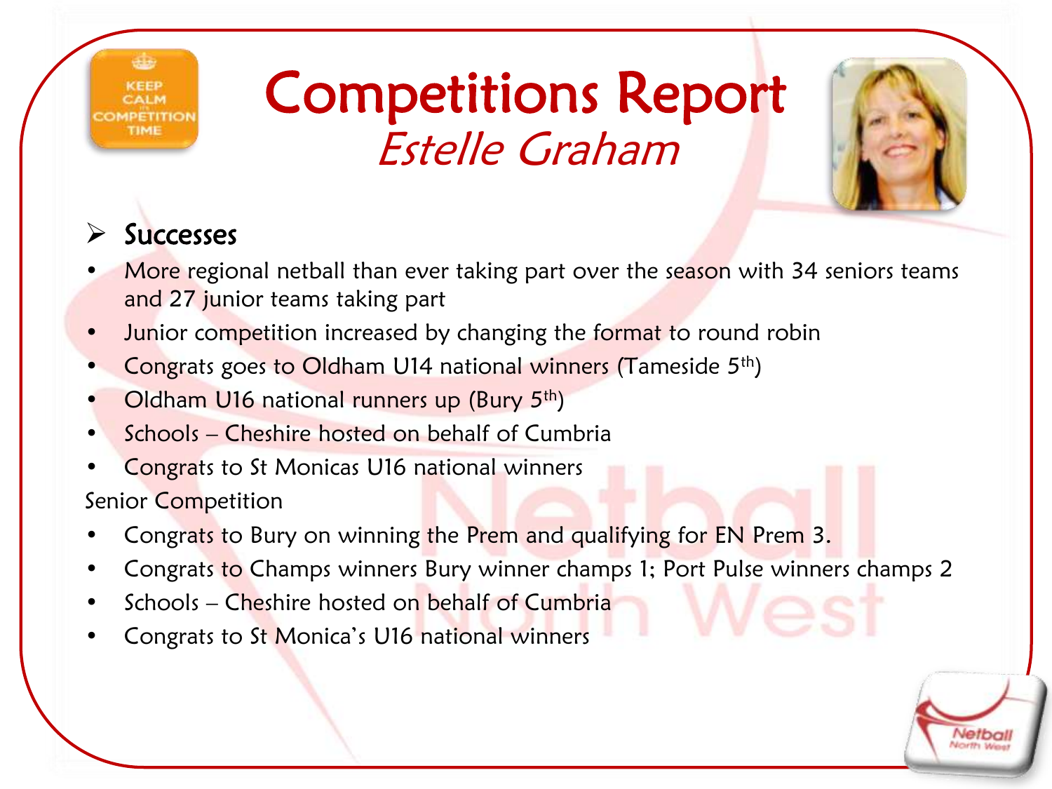# Competitions Report

*Estelle Graham*

## Successes

- More regional netball than ever taking part over the season with 34 seniors teams and 27 junior teams taking part
- Junior competition increased by changing the format to round robin
- Congrats goes to Oldham U14 national winners (Tameside 5th)
- Oldham U16 national runners up (Bury 5th)
- Schools – Cheshire hosted on behalf of Cumbria
- Congrats to St Monicas U16 national winners

Senior Competition

- Congrats to Bury on winning the Prem and qualifying for EN Prem 3.
- Congrats to Champs winners Bury winner champs 1; Port Pulse winners champs 2
- Schools – Cheshire hosted on behalf of Cumbria
- Congrats to St Monica's U16 national winners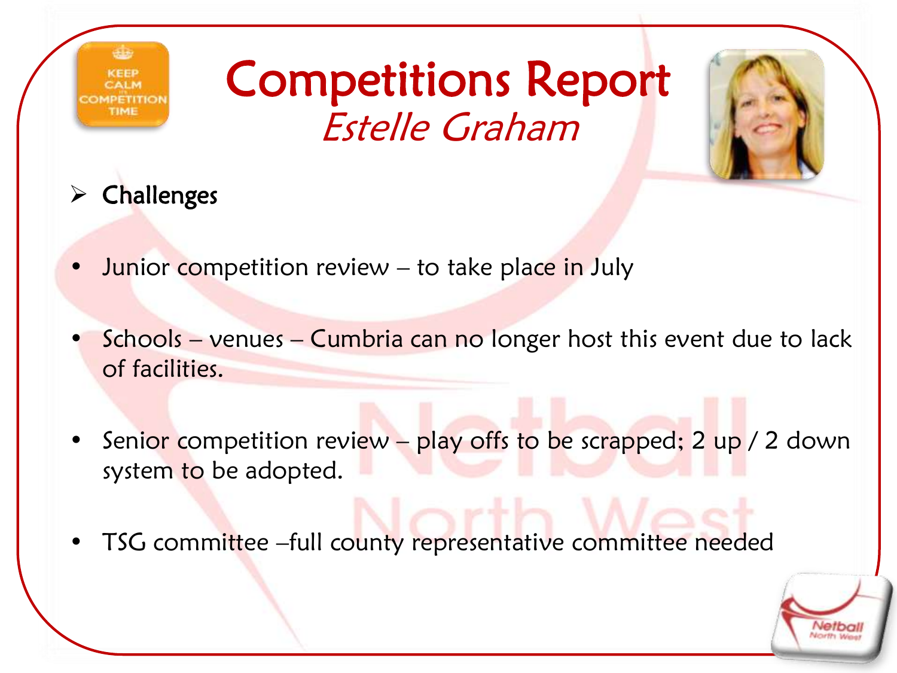# Competitions Report

*Estelle Graham*

- **Challenges**

- Junior competition review – to take place in July
- Schools – venues – Cumbria can no longer host this event due to lack of facilities.
- Senior competition review – play offs to be scrapped; 2 up / 2 down system to be adopted.
- TSG committee –full county representative committee needed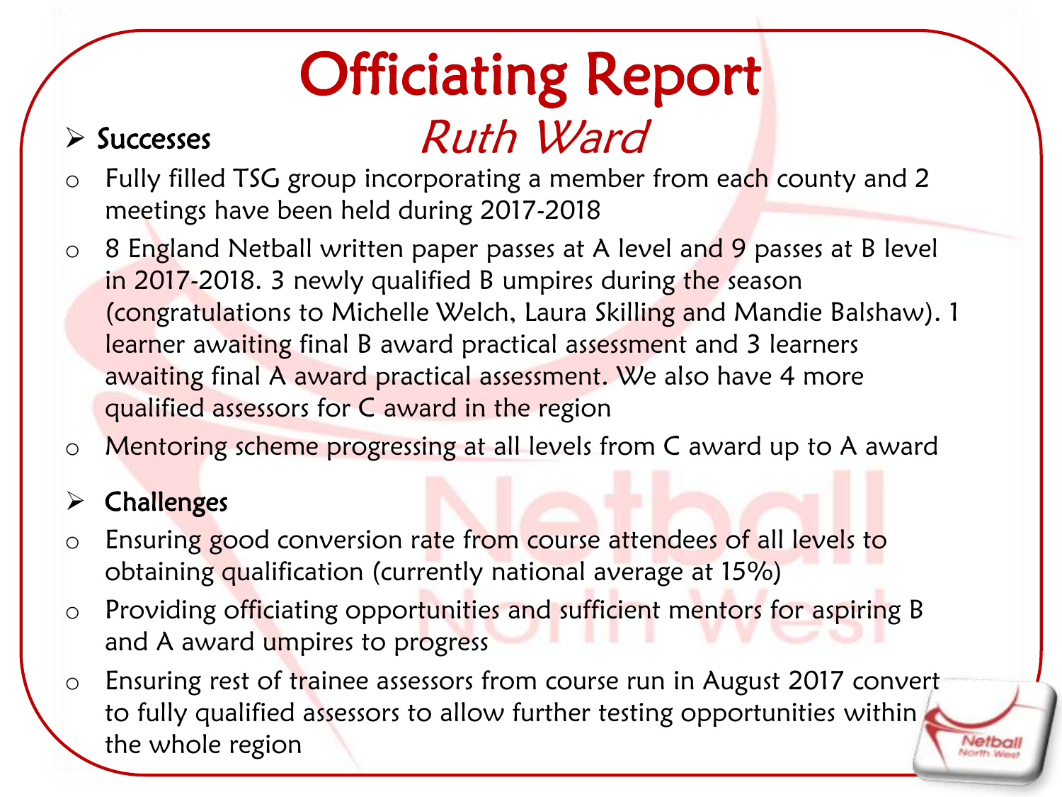# Officiating Report

## *Ruth Ward*

- **Successes**

- Fully filled TSG group incorporating a member from each county and 2 meetings have been held during 2017-2018
- 8 England Netball written paper passes at A level and 9 passes at B level in 2017-2018. 3 newly qualified B umpires during the season (congratulations to Michelle Welch, Laura Skilling and Mandie Balshaw). 1 learner awaiting final B award practical assessment and 3 learners awaiting final A award practical assessment. We also have 4 more qualified assessors for C award in the region
- Mentoring scheme progressing at all levels from C award up to A award

- **Challenges**

- Ensuring good conversion rate from course attendees of all levels to obtaining qualification (currently national average at 15%)
- Providing officiating opportunities and sufficient mentors for aspiring B and A award umpires to progress
- Ensuring rest of trainee assessors from course run in August 2017 convert to fully qualified assessors to allow further testing opportunities within the whole region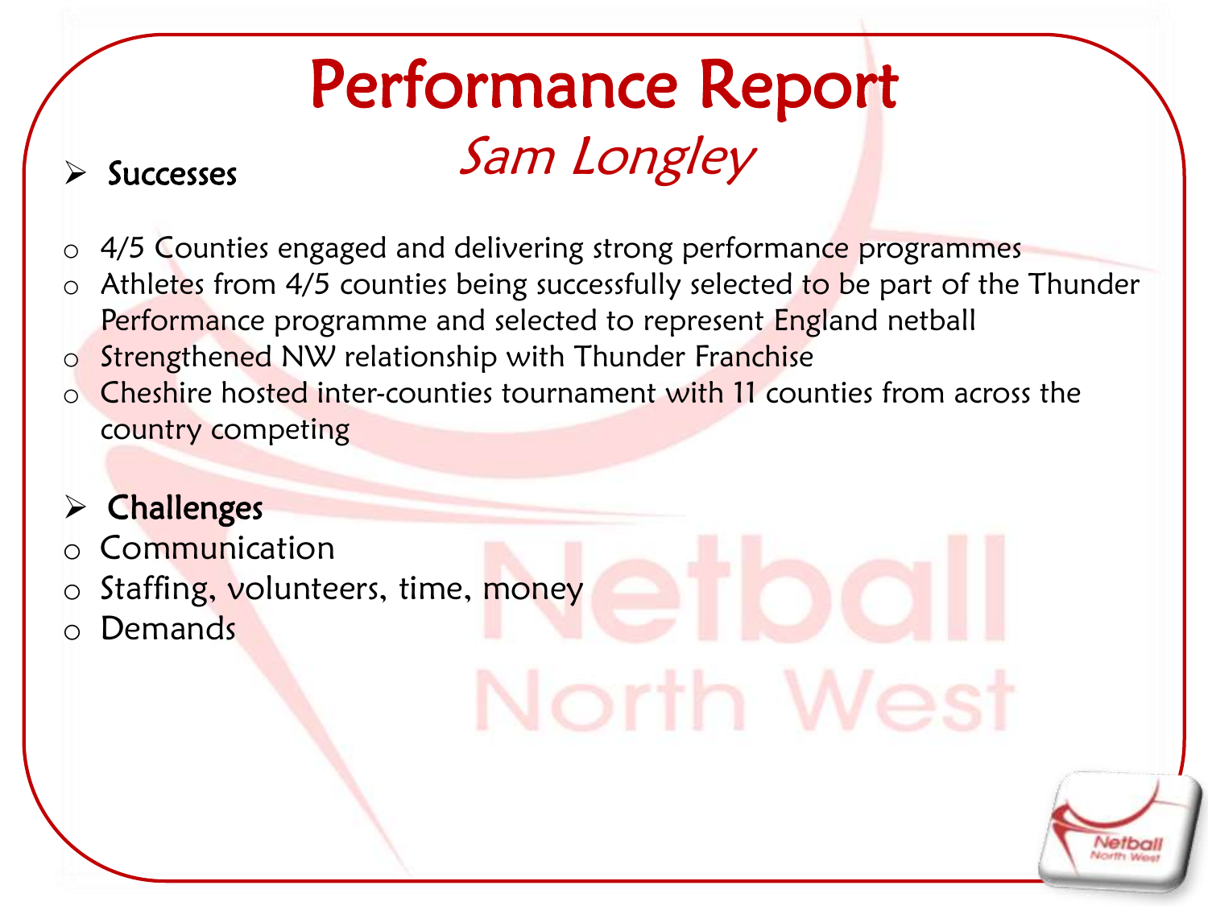# Performance Report

## *Sam Longley*

- **Successes**

- 4/5 Counties engaged and delivering strong performance programmes
- Athletes from 4/5 counties being successfully selected to be part of the Thunder Performance programme and selected to represent England netball
- Strengthened NW relationship with Thunder Franchise
- Cheshire hosted inter-counties tournament with 11 counties from across the country competing

- **Challenges**

- Communication
- Staffing, volunteers, time, money
- Demands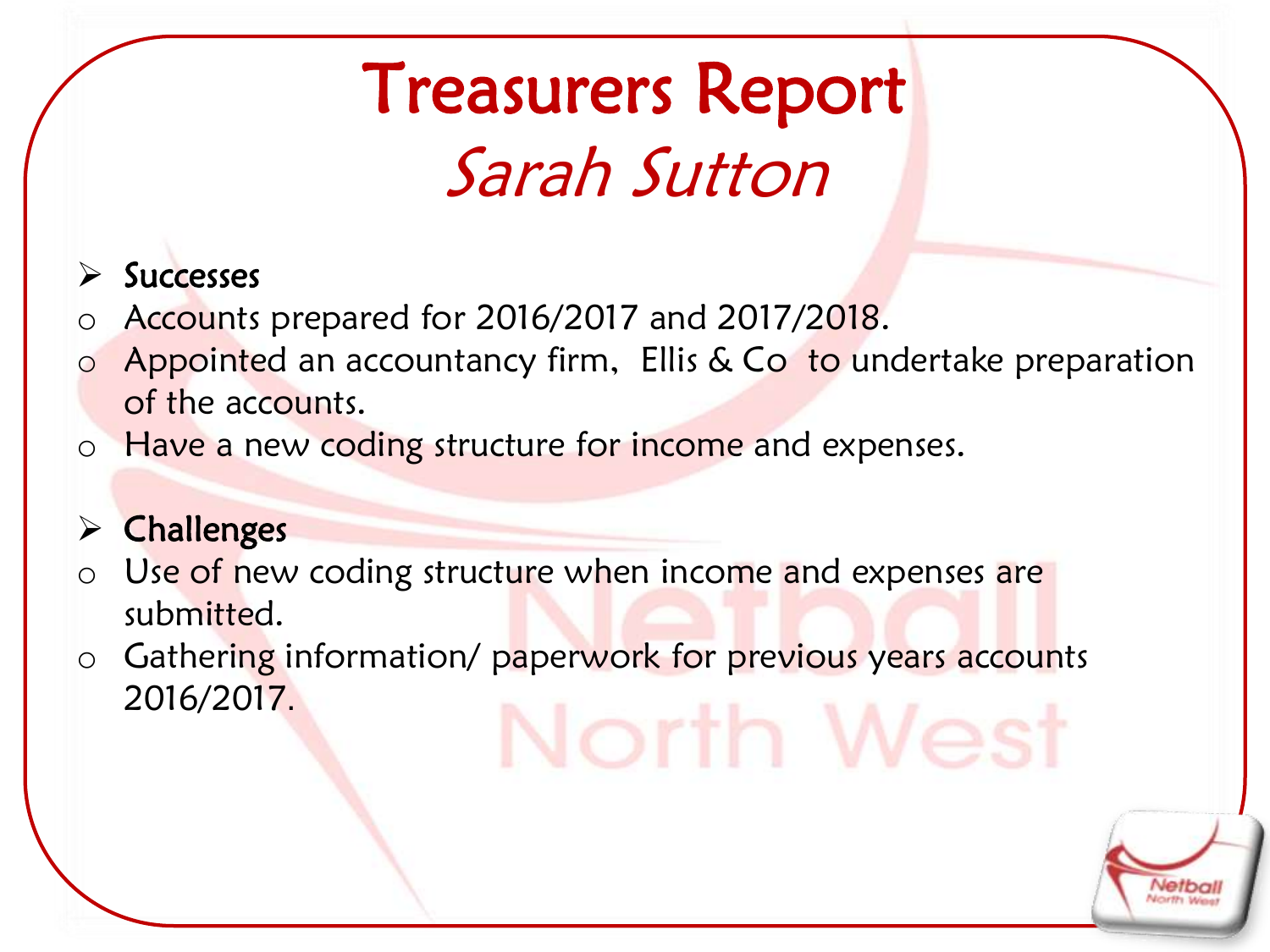# Treasurers Report

## *Sarah Sutton*

- **Successes**
  - Accounts prepared for 2016/2017 and 2017/2018.
  - Appointed an accountancy firm,  Ellis & Co  to undertake preparation of the accounts.
  - Have a new coding structure for income and expenses.

- **Challenges**
  - Use of new coding structure when income and expenses are submitted.
  - Gathering information/ paperwork for previous years accounts 2016/2017.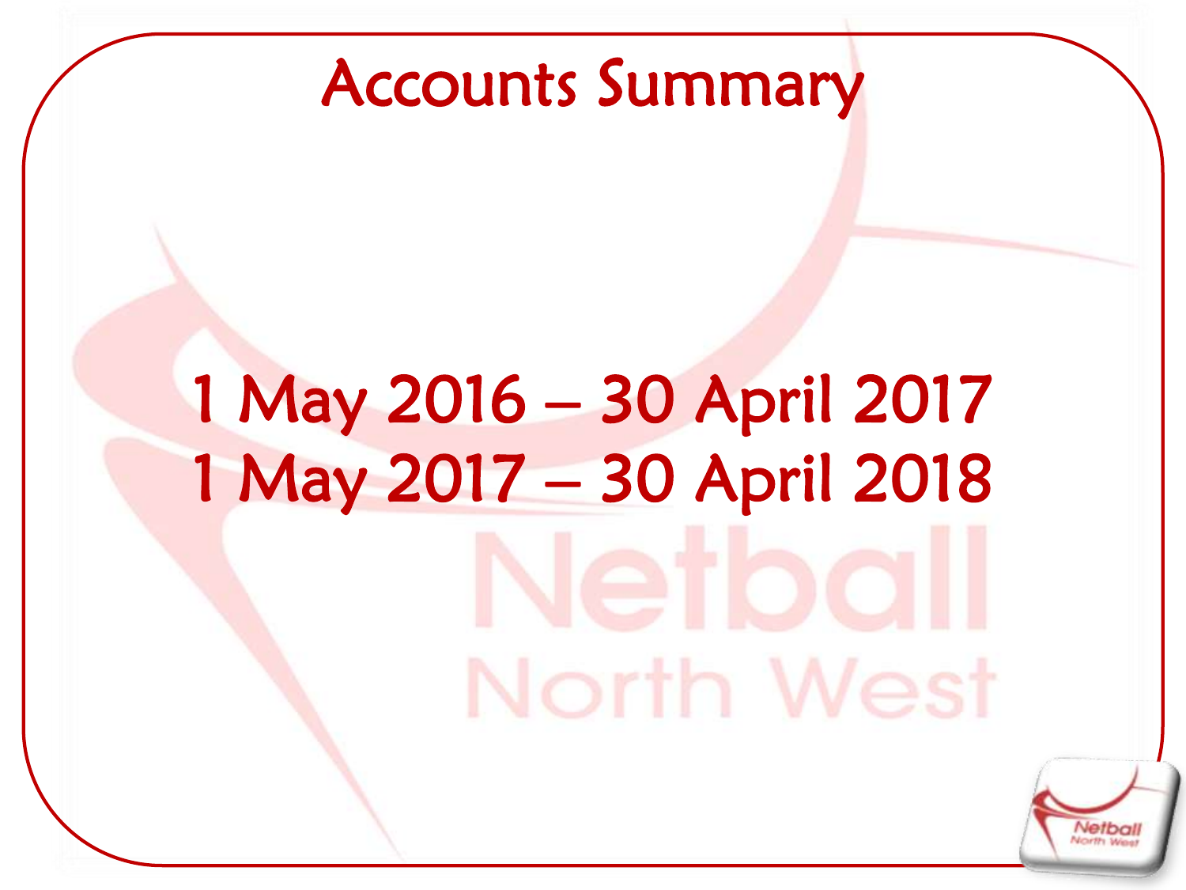# Accounts Summary

1 May 2016 – 30 April 2017

1 May 2017 – 30 April 2018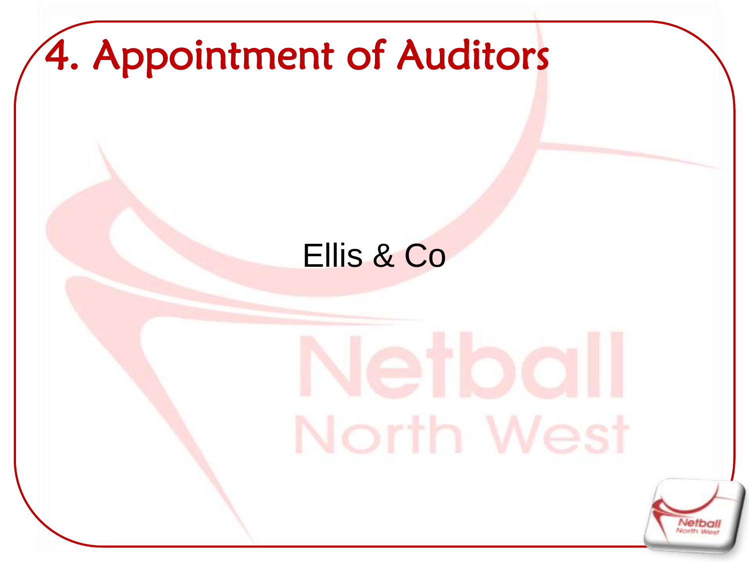# 4. Appointment of Auditors

Ellis & Co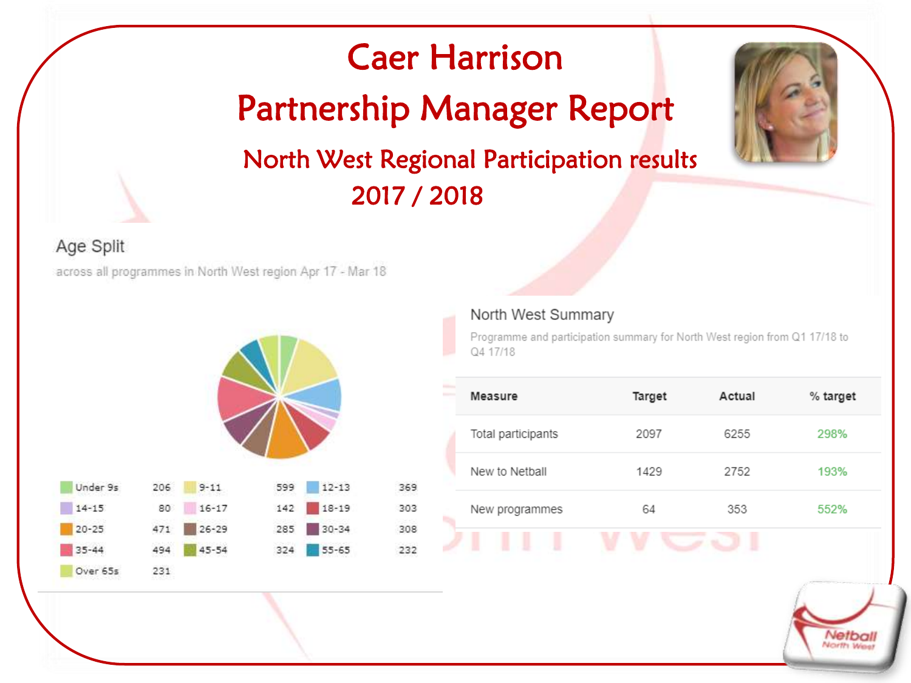# Caer Harrison

# Partnership Manager Report

## North West Regional Participation results 2017 / 2018

### Age Split

across all programmes in North West region Apr 17 - Mar 18

| Age | Count |
|---|---|
| Under 9s | 206 |
| 9-11 | 599 |
| 12-13 | 369 |
| 14-15 | 80 |
| 16-17 | 142 |
| 18-19 | 303 |
| 20-25 | 471 |
| 26-29 | 285 |
| 30-34 | 308 |
| 35-44 | 494 |
| 45-54 | 324 |
| 55-65 | 232 |
| Over 65s | 231 |

### North West Summary

Programme and participation summary for North West region from Q1 17/18 to Q4 17/18

| Measure | Target | Actual | % target |
|---|---|---|---|
| Total participants | 2097 | 6255 | 298% |
| New to Netball | 1429 | 2752 | 193% |
| New programmes | 64 | 353 | 552% |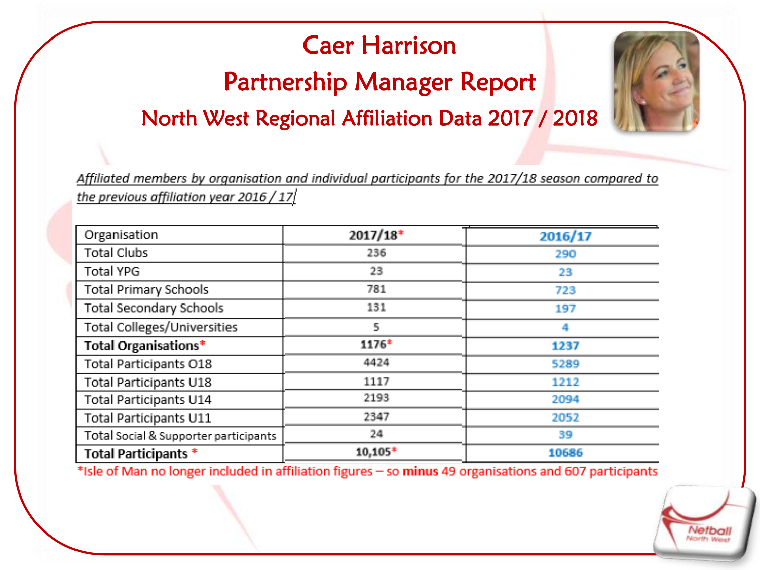# Caer Harrison

## Partnership Manager Report

### North West Regional Affiliation Data 2017 / 2018

*Affiliated members by organisation and individual participants for the 2017/18 season compared to the previous affiliation year 2016 / 17*

| Organisation | 2017/18* | 2016/17 |
|---|---|---|
| Total Clubs | 236 | 290 |
| Total YPG | 23 | 23 |
| Total Primary Schools | 781 | 723 |
| Total Secondary Schools | 131 | 197 |
| Total Colleges/Universities | 5 | 4 |
| **Total Organisations*** | **1176*** | **1237** |
| Total Participants O18 | 4424 | 5289 |
| Total Participants U18 | 1117 | 1212 |
| Total Participants U14 | 2193 | 2094 |
| Total Participants U11 | 2347 | 2052 |
| Total Social & Supporter participants | 24 | 39 |
| **Total Participants *** | **10,105*** | **10686** |

*Isle of Man no longer included in affiliation figures – so **minus** 49 organisations and 607 participants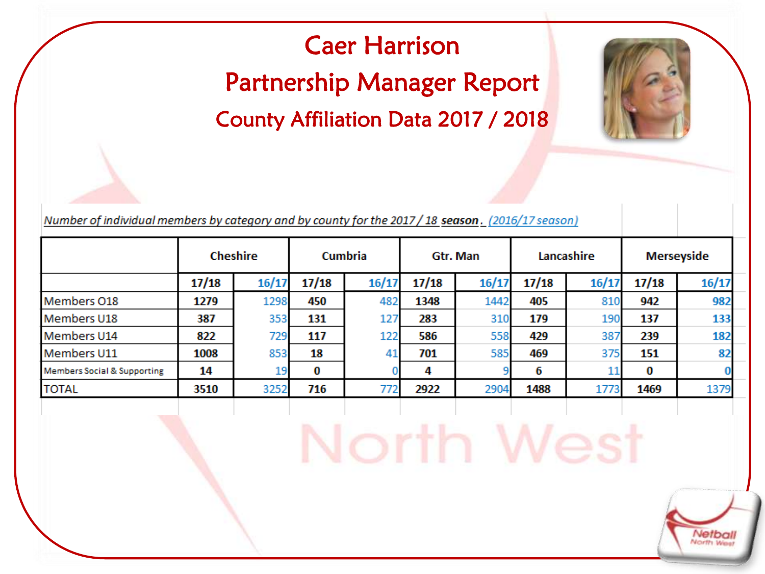# Caer Harrison

## Partnership Manager Report

### County Affiliation Data 2017 / 2018

*Number of individual members by category and by county for the 2017 / 18* ***season***. *(2016/17 season)*

| | Cheshire | | Cumbria | | Gtr. Man | | Lancashire | | Merseyside | |
|---|---|---|---|---|---|---|---|---|---|---|
| | 17/18 | 16/17 | 17/18 | 16/17 | 17/18 | 16/17 | 17/18 | 16/17 | 17/18 | 16/17 |
| Members O18 | **1279** | 1298 | **450** | 482 | **1348** | 1442 | **405** | 810 | **942** | 982 |
| Members U18 | **387** | 353 | **131** | 127 | **283** | 310 | **179** | 190 | **137** | 133 |
| Members U14 | **822** | 729 | **117** | 122 | **586** | 558 | **429** | 387 | **239** | 182 |
| Members U11 | **1008** | 853 | **18** | 41 | **701** | 585 | **469** | 375 | **151** | 82 |
| Members Social & Supporting | **14** | 19 | **0** | 0 | **4** | 9 | **6** | 11 | **0** | 0 |
| TOTAL | **3510** | 3252 | **716** | 772 | **2922** | 2904 | **1488** | 1773 | **1469** | 1379 |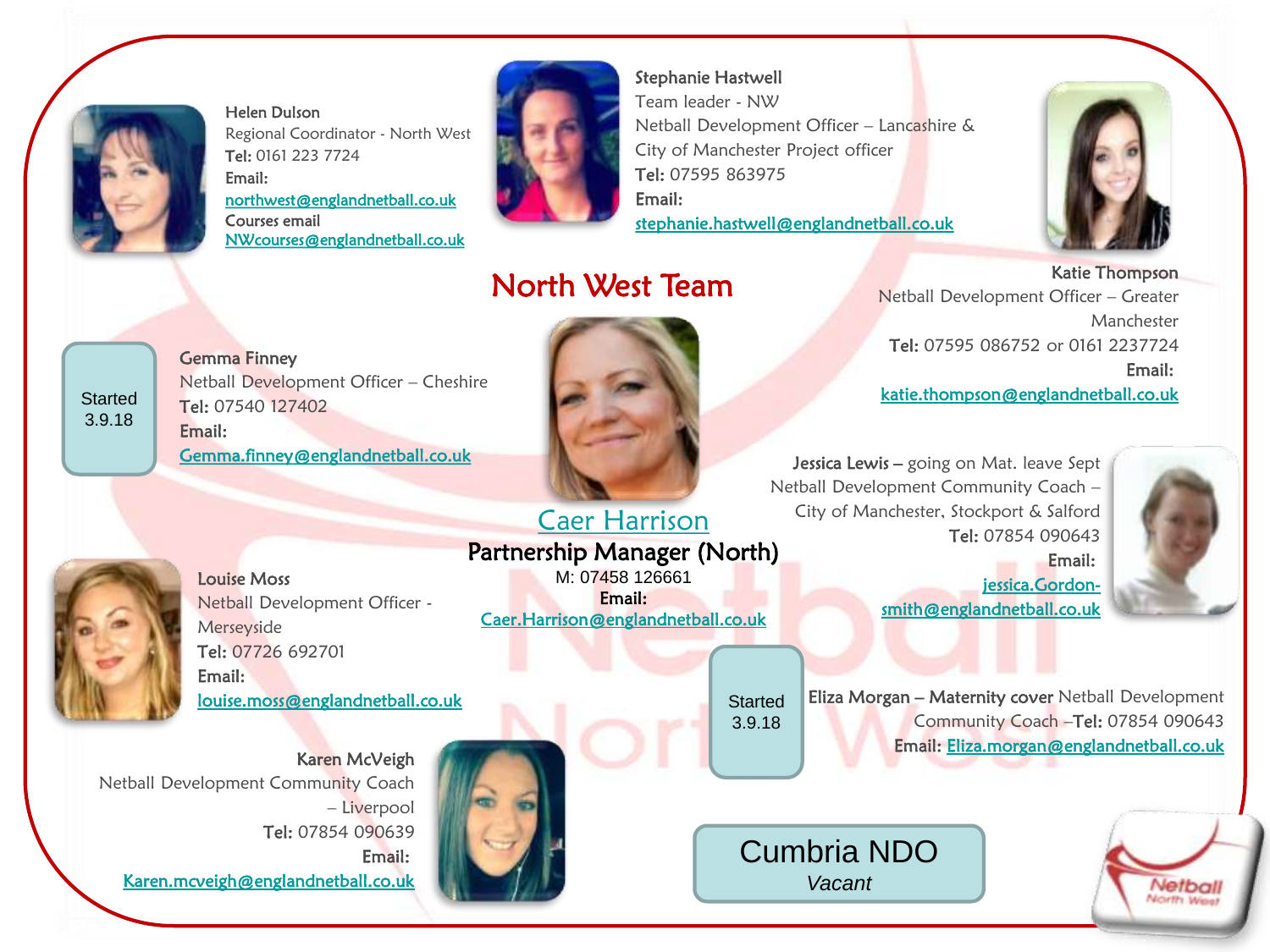# North West Team

**Helen Dulson**
Regional Coordinator - North West
**Tel:** 0161 223 7724
**Email:** northwest@englandnetball.co.uk
Courses email
NWcourses@englandnetball.co.uk

**Stephanie Hastwell**
Team leader - NW
Netball Development Officer – Lancashire & City of Manchester Project officer
**Tel:** 07595 863975
**Email:** stephanie.hastwell@englandnetball.co.uk

**Katie Thompson**
Netball Development Officer – Greater Manchester
**Tel:** 07595 086752 or 0161 2237724
**Email:** katie.thompson@englandnetball.co.uk

Started 3.9.18

**Gemma Finney**
Netball Development Officer – Cheshire
**Tel:** 07540 127402
**Email:** Gemma.finney@englandnetball.co.uk

**Caer Harrison**
**Partnership Manager (North)**
M: 07458 126661
**Email:** Caer.Harrison@englandnetball.co.uk

**Jessica Lewis** – going on Mat. leave Sept
Netball Development Community Coach – City of Manchester, Stockport & Salford
**Tel:** 07854 090643
**Email:** jessica.Gordon-smith@englandnetball.co.uk

**Louise Moss**
Netball Development Officer - Merseyside
**Tel:** 07726 692701
**Email:** louise.moss@englandnetball.co.uk

Started 3.9.18

**Eliza Morgan – Maternity cover** Netball Development Community Coach –**Tel:** 07854 090643
**Email:** Eliza.morgan@englandnetball.co.uk

**Karen McVeigh**
Netball Development Community Coach – Liverpool
**Tel:** 07854 090639
**Email:** Karen.mcveigh@englandnetball.co.uk

Cumbria NDO
*Vacant*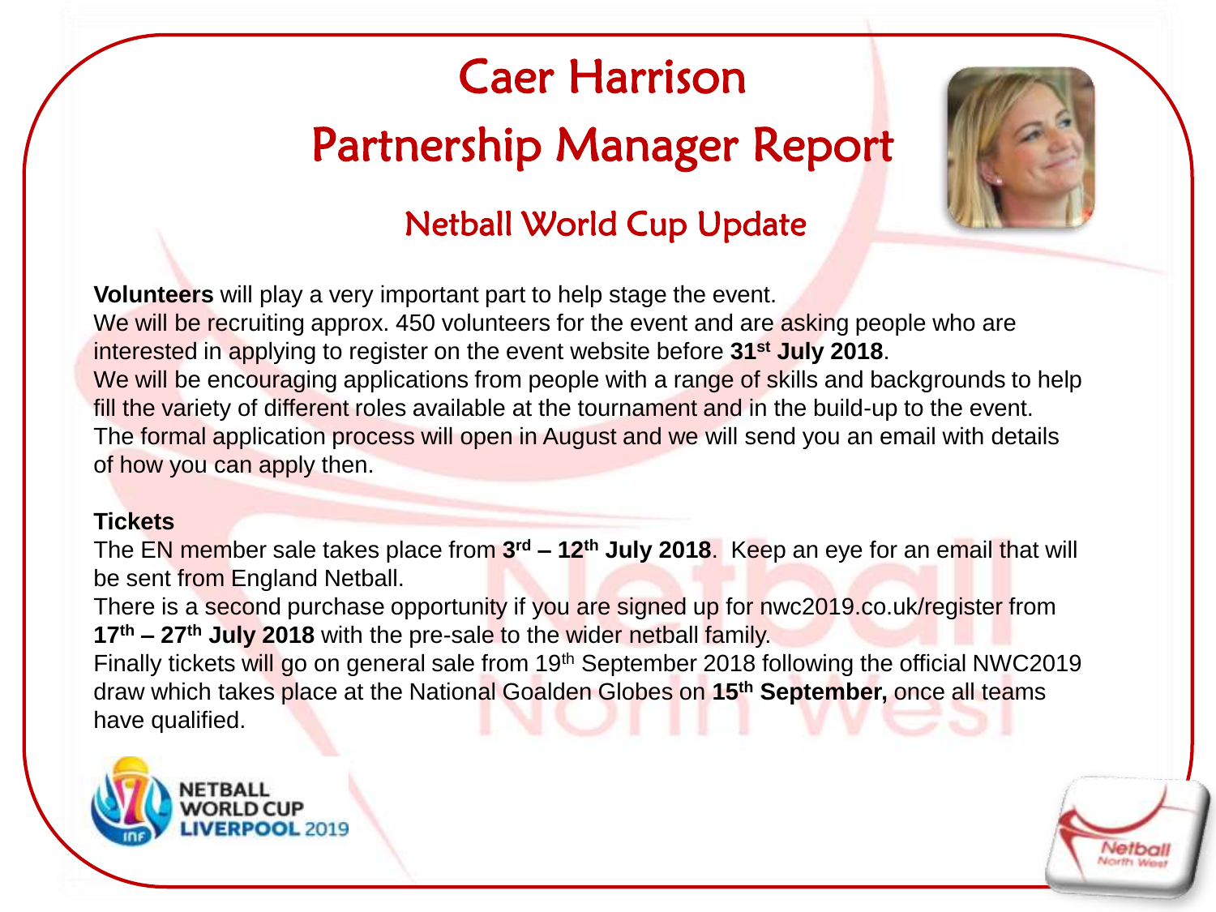# Caer Harrison

# Partnership Manager Report

## Netball World Cup Update

**Volunteers** will play a very important part to help stage the event.
We will be recruiting approx. 450 volunteers for the event and are asking people who are interested in applying to register on the event website before **31st July 2018**.
We will be encouraging applications from people with a range of skills and backgrounds to help fill the variety of different roles available at the tournament and in the build-up to the event.
The formal application process will open in August and we will send you an email with details of how you can apply then.

**Tickets**

The EN member sale takes place from **3rd – 12th July 2018**. Keep an eye for an email that will be sent from England Netball.
There is a second purchase opportunity if you are signed up for nwc2019.co.uk/register from **17th – 27th July 2018** with the pre-sale to the wider netball family.
Finally tickets will go on general sale from 19th September 2018 following the official NWC2019 draw which takes place at the National Goalden Globes on **15th September,** once all teams have qualified.

NETBALL WORLD CUP LIVERPOOL 2019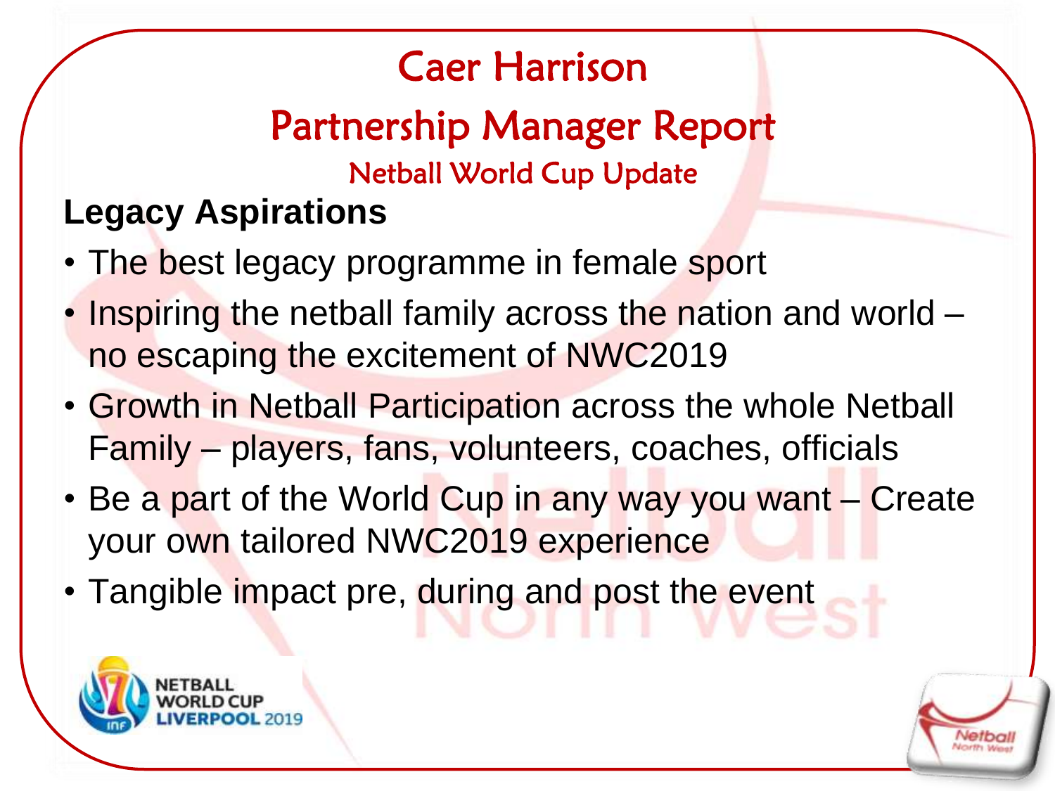# Caer Harrison

## Partnership Manager Report

### Netball World Cup Update

**Legacy Aspirations**

- The best legacy programme in female sport
- Inspiring the netball family across the nation and world – no escaping the excitement of NWC2019
- Growth in Netball Participation across the whole Netball Family – players, fans, volunteers, coaches, officials
- Be a part of the World Cup in any way you want – Create your own tailored NWC2019 experience
- Tangible impact pre, during and post the event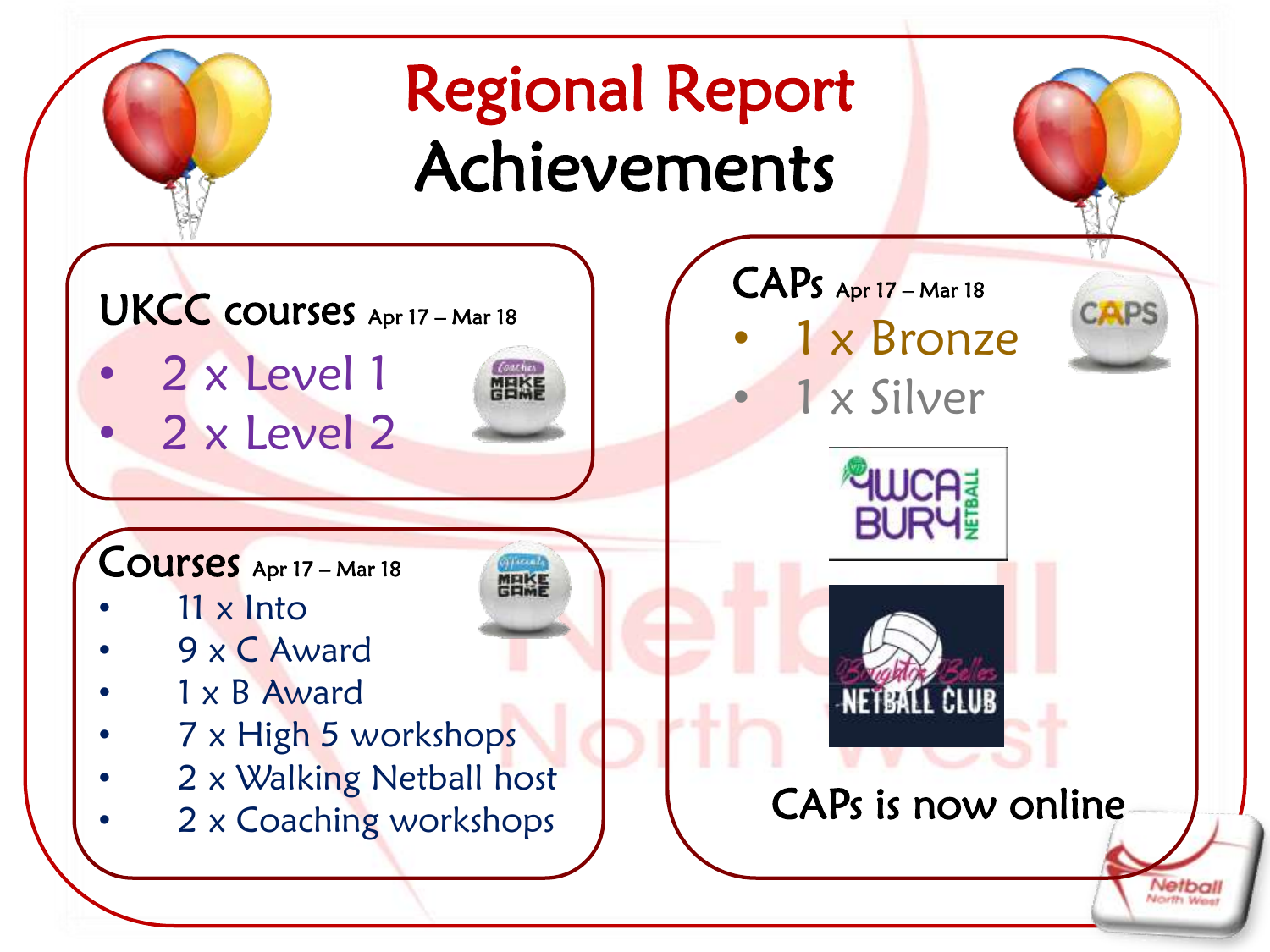# Regional Report
## Achievements

### UKCC courses Apr 17 – Mar 18

- 2 x Level 1
- 2 x Level 2

### Courses Apr 17 – Mar 18

- 11 x Into
- 9 x C Award
- 1 x B Award
- 7 x High 5 workshops
- 2 x Walking Netball host
- 2 x Coaching workshops

### CAPs Apr 17 – Mar 18

- 1 x Bronze
- 1 x Silver

CAPs is now online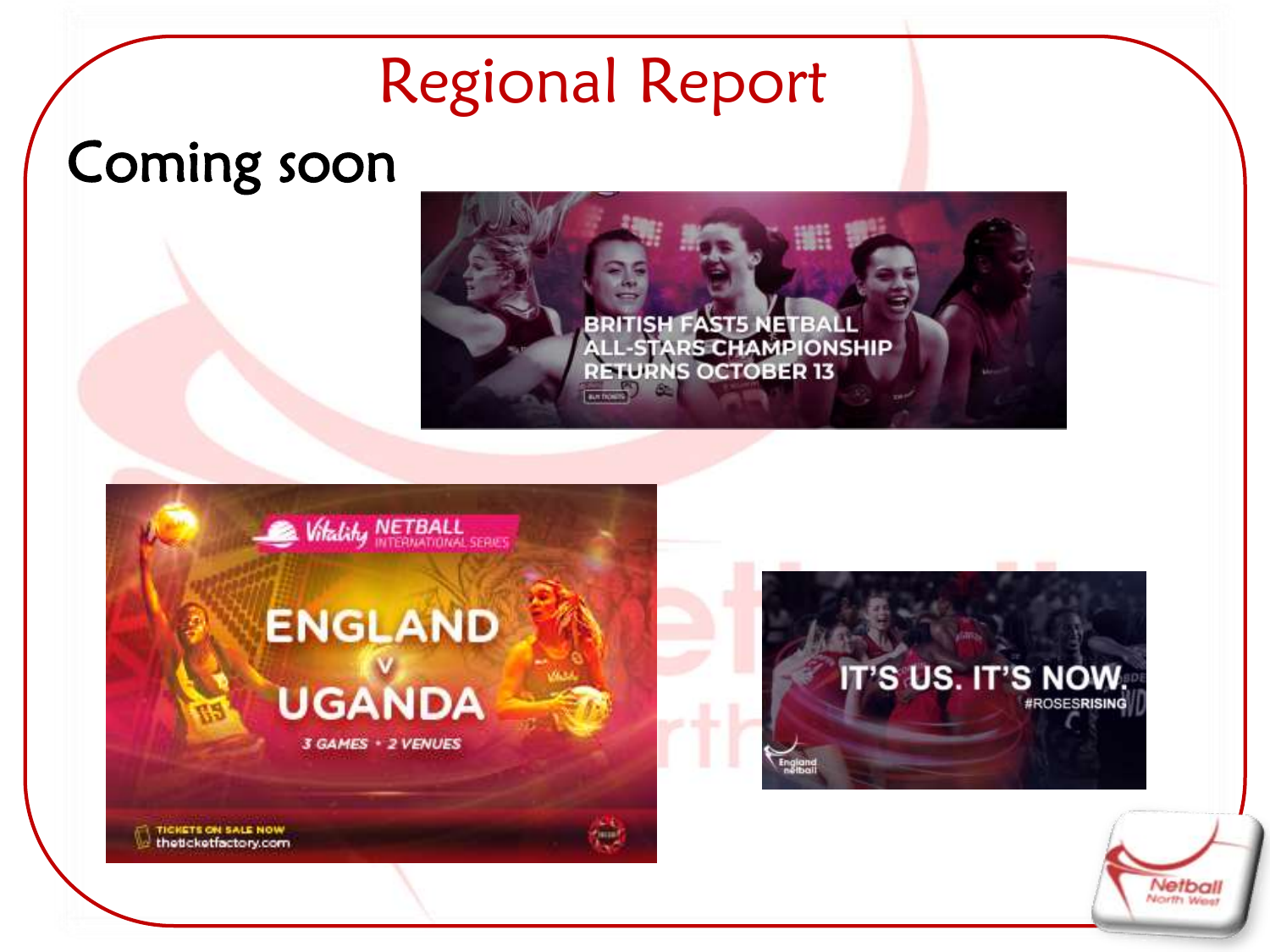# Regional Report

## Coming soon

BRITISH FAST5 NETBALL ALL-STARS CHAMPIONSHIP RETURNS OCTOBER 13

Vitality NETBALL INTERNATIONAL SERIES

ENGLAND v UGANDA

3 GAMES • 2 VENUES

TICKETS ON SALE NOW theticketfactory.com

IT'S US. IT'S NOW. #ROSESRISING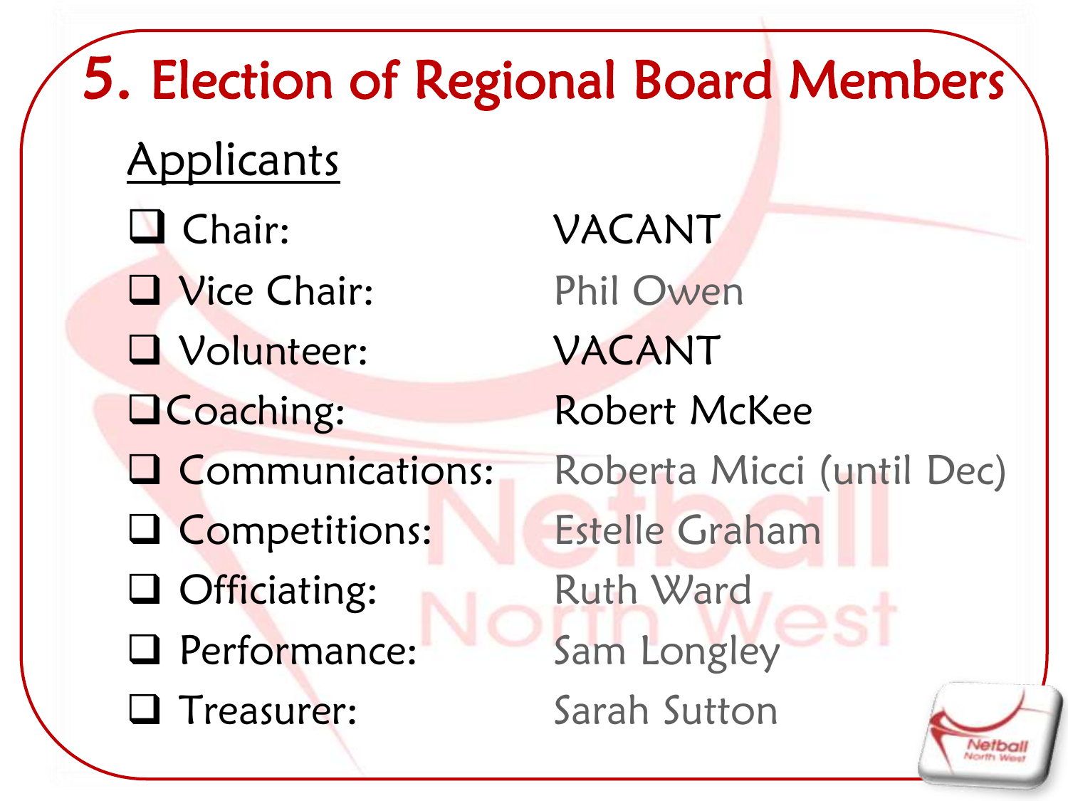# 5. Election of Regional Board Members

**Applicants**

| | |
|---|---|
| ❑ Chair: | VACANT |
| ❑ Vice Chair: | Phil Owen |
| ❑ Volunteer: | VACANT |
| ❑ Coaching: | Robert McKee |
| ❑ Communications: | Roberta Micci (until Dec) |
| ❑ Competitions: | Estelle Graham |
| ❑ Officiating: | Ruth Ward |
| ❑ Performance: | Sam Longley |
| ❑ Treasurer: | Sarah Sutton |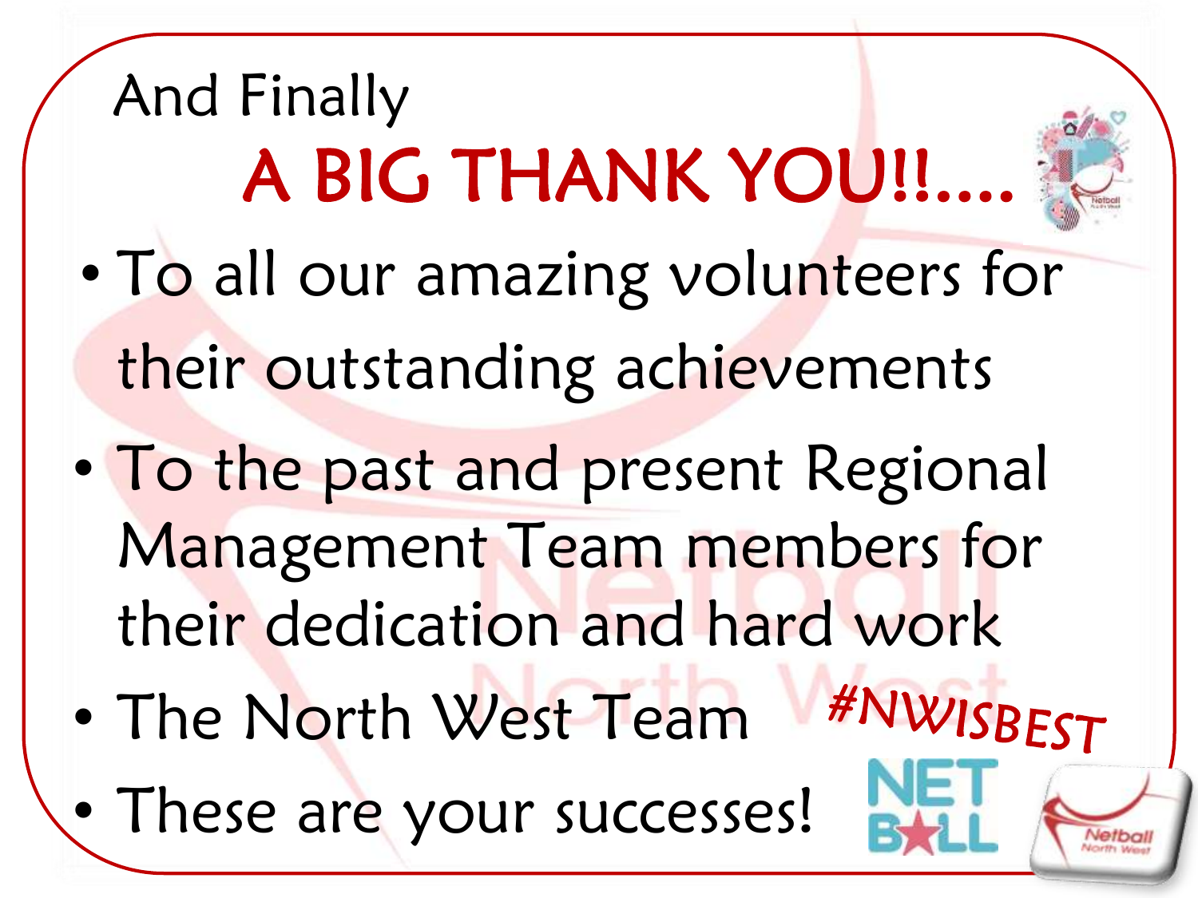And Finally

# A BIG THANK YOU!!....

- To all our amazing volunteers for their outstanding achievements
- To the past and present Regional Management Team members for their dedication and hard work
- The North West Team
- These are your successes!

#NWISBEST